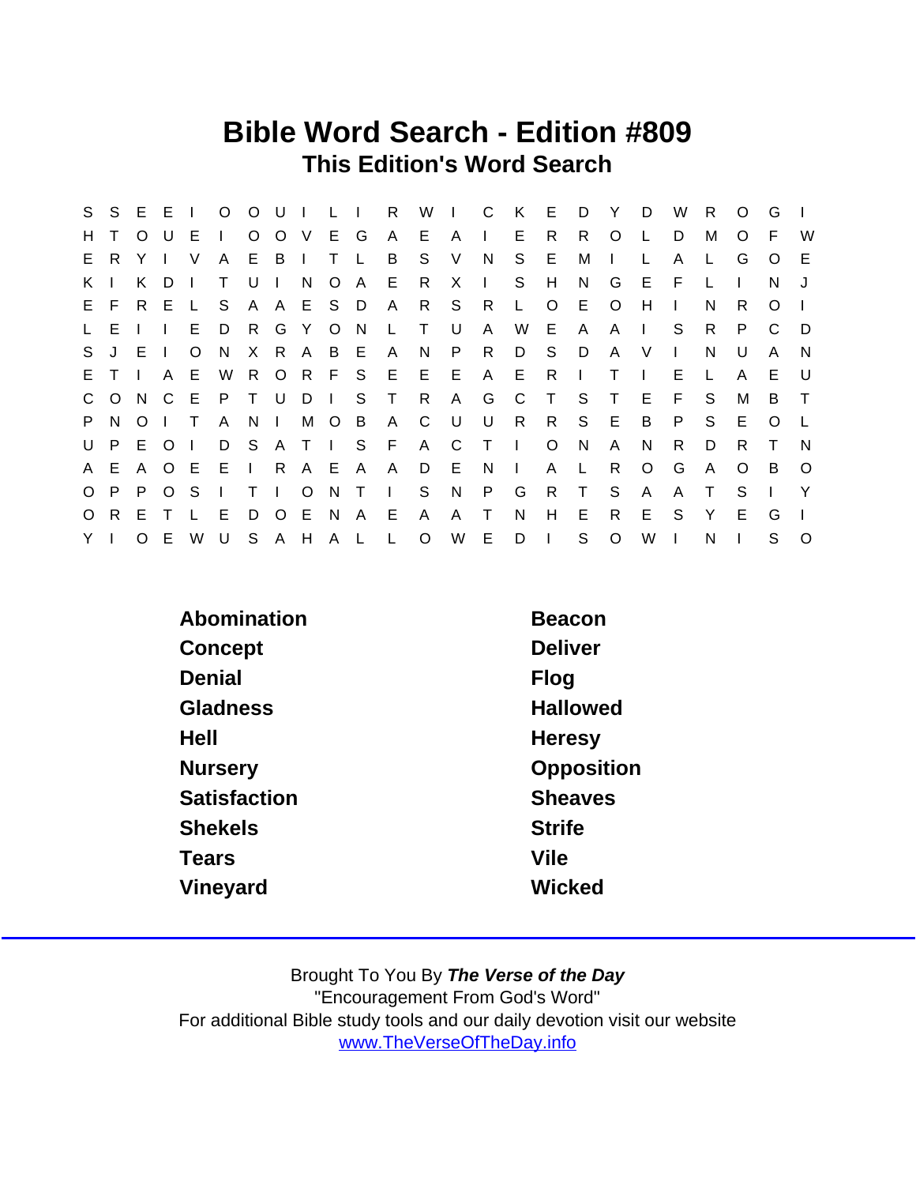# Bible Word Search - Edition #809

## This Edition's Word Search

```
S S E E I O O U I L I R W I C K E D Y D W R O G I
H T O U E I O O V E G A E A I E R R O L D M O F W
E R Y I V A E B I T L B S V N S E M I L A L G O E
K I K D I T U I N O A E R X I S H N G E F L I N J
E F R E L S A A E S D A R S R L O E O H I N R O I
L E I I E D R G Y O N L T U A W E A A I S R P C D
S J E I O N X R A B E A N P R D S D A V I N U A N
E T I A E W R O R F S E E E A E R I T I E L A E U
C O N C E P T U D I S T R A G C T S T E F S M B T
P N O I T A N I M O B A C U U R R S E B P S E O L
U P E O I D S A T I S F A C T I O N A N R D R T N
A E A O E E I R A E A A D E N I A L R O G A O B O
O P P O S I T I O N T I S N P G R T S A A T S I Y
O R E T L E D O E N A E A A T N H E R E S Y E G I
Y I O E W U S A H A L L O W E D I S O W I N I S O
```

| | |
|---|---|
| Abomination | Beacon |
| Concept | Deliver |
| Denial | Flog |
| Gladness | Hallowed |
| Hell | Heresy |
| Nursery | Opposition |
| Satisfaction | Sheaves |
| Shekels | Strife |
| Tears | Vile |
| Vineyard | Wicked |

Brought To You By ***The Verse of the Day***
"Encouragement From God's Word"
For additional Bible study tools and our daily devotion visit our website
www.TheVerseOfTheDay.info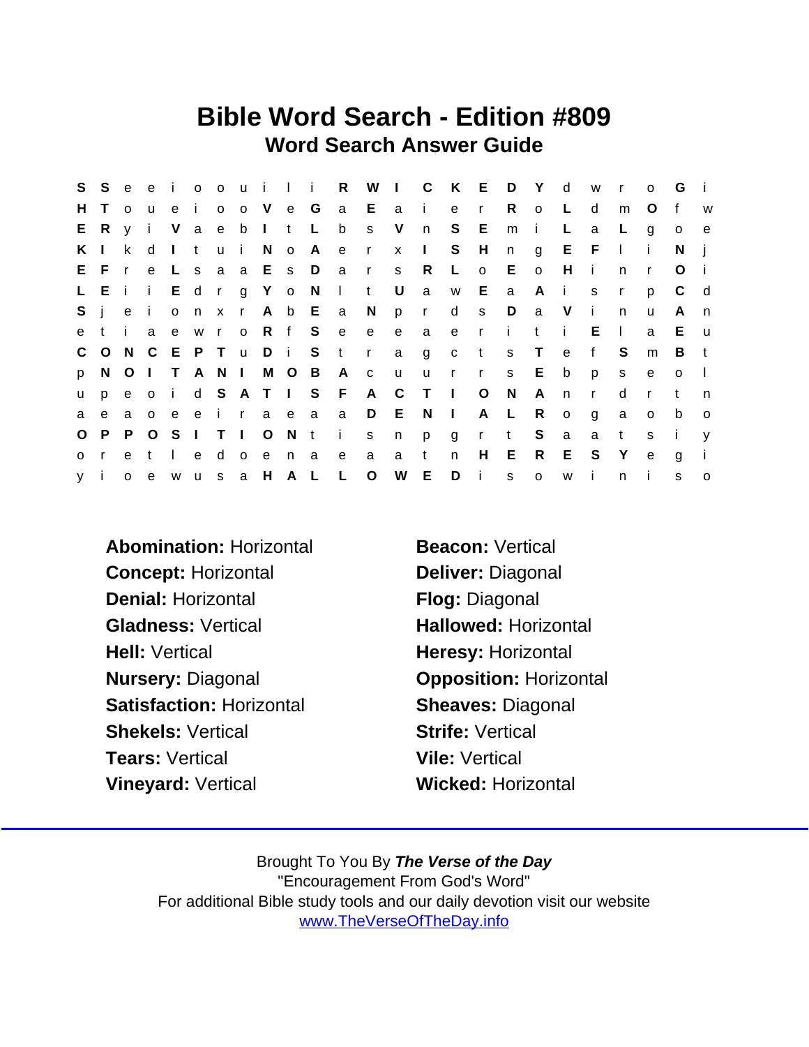# Bible Word Search - Edition #809

## Word Search Answer Guide

| | | | | | | | | | | | | | | | | | | | | | | | | |
|---|---|---|---|---|---|---|---|---|---|---|---|---|---|---|---|---|---|---|---|---|---|---|---|---|
| S | S | e | e | i | o | o | u | i | l | i | R | W | I | C | K | E | D | Y | d | w | r | o | G | i |
| H | T | o | u | e | i | o | o | V | e | G | a | E | a | i | e | r | R | o | L | d | m | O | f | w |
| E | R | y | i | V | a | e | b | I | t | L | b | s | V | n | S | E | m | i | L | a | L | g | o | e |
| K | I | k | d | I | t | u | i | N | o | A | e | r | x | I | S | H | n | g | E | F | l | i | N | j |
| E | F | r | e | L | s | a | a | E | s | D | a | r | s | R | L | o | E | o | H | i | n | r | O | i |
| L | E | i | i | E | d | r | g | Y | o | N | l | t | U | a | w | E | a | A | i | s | r | p | C | d |
| S | j | e | i | o | n | x | r | A | b | E | a | N | p | r | d | s | D | a | V | i | n | u | A | n |
| e | t | i | a | e | w | r | o | R | f | S | e | e | e | a | e | r | i | t | i | E | l | a | E | u |
| C | O | N | C | E | P | T | u | D | i | S | t | r | a | g | c | t | s | T | e | f | S | m | B | t |
| p | N | O | I | T | A | N | I | M | O | B | A | c | u | u | r | r | s | E | b | p | s | e | o | l |
| u | p | e | o | i | d | S | A | T | I | S | F | A | C | T | I | O | N | A | n | r | d | r | t | n |
| a | e | a | o | e | e | i | r | a | e | a | a | D | E | N | I | A | L | R | o | g | a | o | b | o |
| O | P | P | O | S | I | T | I | O | N | t | i | s | n | p | g | r | t | S | a | a | t | s | i | y |
| o | r | e | t | l | e | d | o | e | n | a | e | a | a | t | n | H | E | R | E | S | Y | e | g | i |
| y | i | o | e | w | u | s | a | H | A | L | L | O | W | E | D | i | s | o | w | i | n | i | s | o |

**Abomination:** Horizontal

**Beacon:** Vertical

**Concept:** Horizontal

**Deliver:** Diagonal

**Denial:** Horizontal

**Flog:** Diagonal

**Gladness:** Vertical

**Hallowed:** Horizontal

**Hell:** Vertical

**Heresy:** Horizontal

**Nursery:** Diagonal

**Opposition:** Horizontal

**Satisfaction:** Horizontal

**Sheaves:** Diagonal

**Shekels:** Vertical

**Strife:** Vertical

**Tears:** Vertical

**Vile:** Vertical

**Vineyard:** Vertical

**Wicked:** Horizontal

Brought To You By ***The Verse of the Day***
"Encouragement From God's Word"
For additional Bible study tools and our daily devotion visit our website
www.TheVerseOfTheDay.info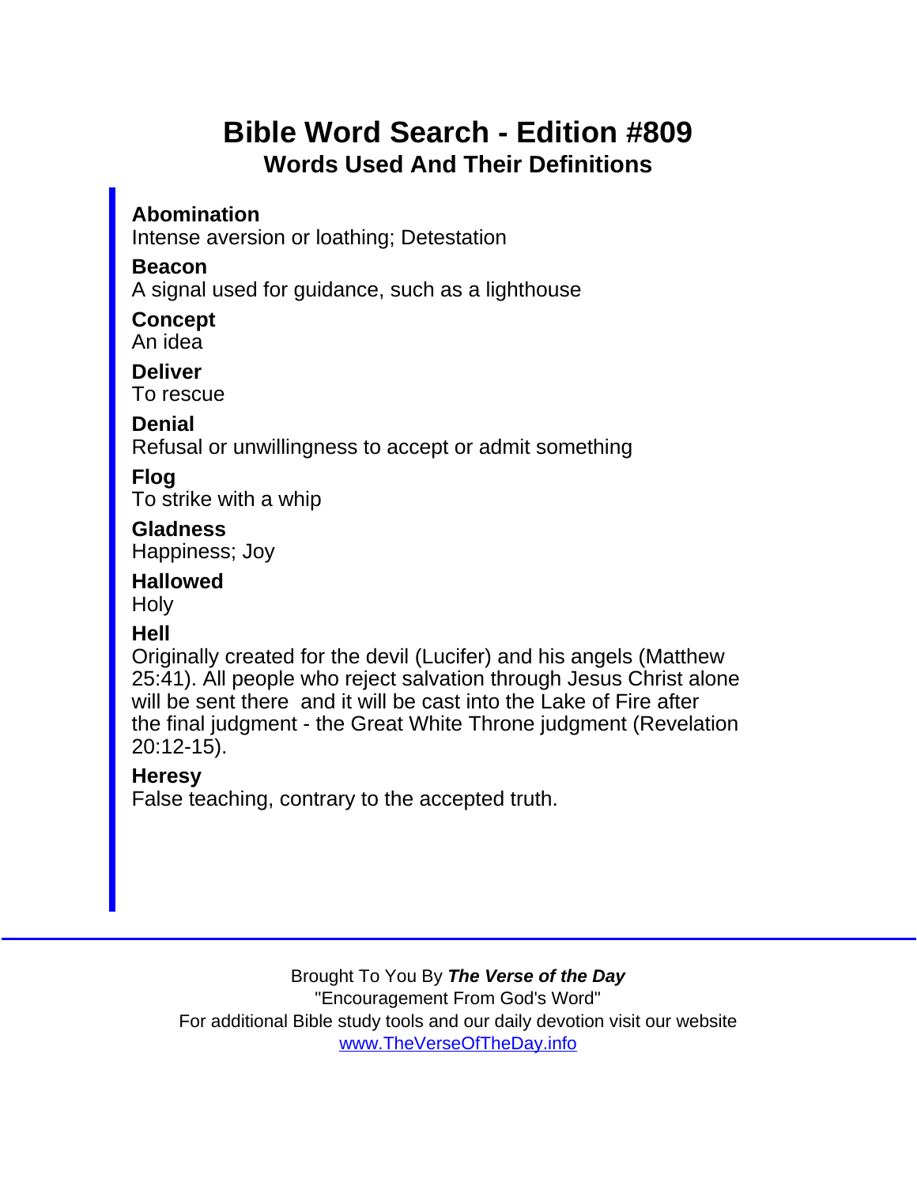# Bible Word Search - Edition #809

## Words Used And Their Definitions

**Abomination**
Intense aversion or loathing; Detestation

**Beacon**
A signal used for guidance, such as a lighthouse

**Concept**
An idea

**Deliver**
To rescue

**Denial**
Refusal or unwillingness to accept or admit something

**Flog**
To strike with a whip

**Gladness**
Happiness; Joy

**Hallowed**
Holy

**Hell**
Originally created for the devil (Lucifer) and his angels (Matthew 25:41). All people who reject salvation through Jesus Christ alone will be sent there and it will be cast into the Lake of Fire after the final judgment - the Great White Throne judgment (Revelation 20:12-15).

**Heresy**
False teaching, contrary to the accepted truth.

---

Brought To You By ***The Verse of the Day***
"Encouragement From God's Word"
For additional Bible study tools and our daily devotion visit our website
[www.TheVerseOfTheDay.info](http://www.TheVerseOfTheDay.info)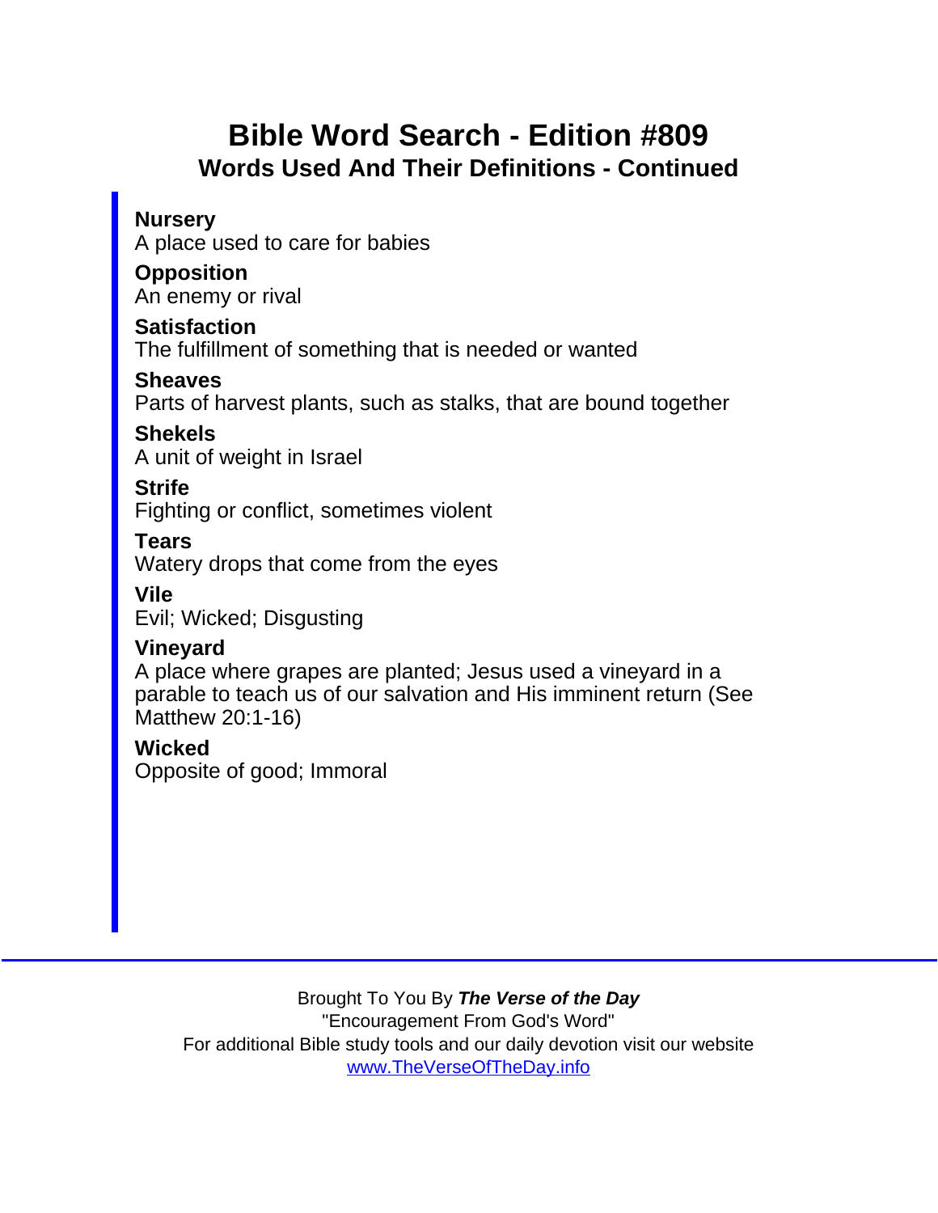# Bible Word Search - Edition #809

## Words Used And Their Definitions - Continued

**Nursery**
A place used to care for babies

**Opposition**
An enemy or rival

**Satisfaction**
The fulfillment of something that is needed or wanted

**Sheaves**
Parts of harvest plants, such as stalks, that are bound together

**Shekels**
A unit of weight in Israel

**Strife**
Fighting or conflict, sometimes violent

**Tears**
Watery drops that come from the eyes

**Vile**
Evil; Wicked; Disgusting

**Vineyard**
A place where grapes are planted; Jesus used a vineyard in a parable to teach us of our salvation and His imminent return (See Matthew 20:1-16)

**Wicked**
Opposite of good; Immoral

---

Brought To You By ***The Verse of the Day***
"Encouragement From God's Word"
For additional Bible study tools and our daily devotion visit our website
www.TheVerseOfTheDay.info